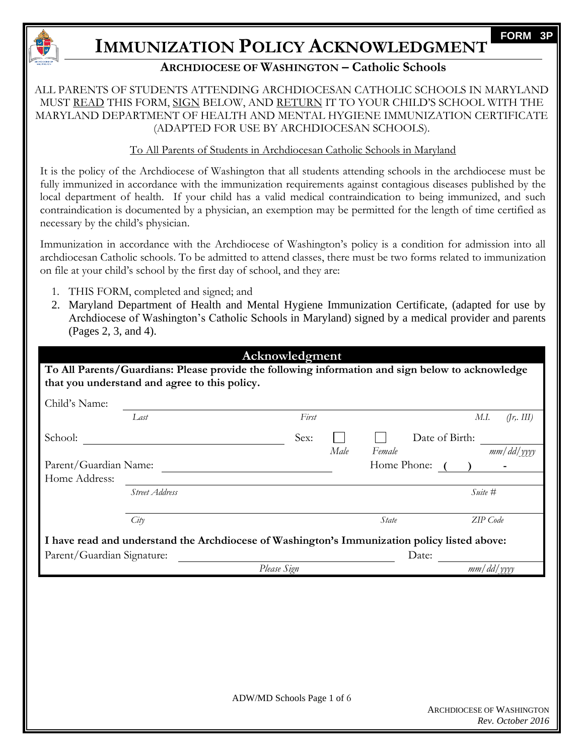FORM 3P

# IMMUNIZATION POLICY ACKNOWLEDGMENT

## ARCHDIOCESE OF WASHINGTON – Catholic Schools

ALL PARENTS OF STUDENTS ATTENDING ARCHDIOCESAN CATHOLIC SCHOOLS IN MARYLAND MUST READ THIS FORM, SIGN BELOW, AND RETURN IT TO YOUR CHILD'S SCHOOL WITH THE MARYLAND DEPARTMENT OF HEALTH AND MENTAL HYGIENE IMMUNIZATION CERTIFICATE (ADAPTED FOR USE BY ARCHDIOCESAN SCHOOLS).

To All Parents of Students in Archdiocesan Catholic Schools in Maryland

It is the policy of the Archdiocese of Washington that all students attending schools in the archdiocese must be fully immunized in accordance with the immunization requirements against contagious diseases published by the local department of health. If your child has a valid medical contraindication to being immunized, and such contraindication is documented by a physician, an exemption may be permitted for the length of time certified as necessary by the child's physician.

Immunization in accordance with the Archdiocese of Washington's policy is a condition for admission into all archdiocesan Catholic schools. To be admitted to attend classes, there must be two forms related to immunization on file at your child's school by the first day of school, and they are:

1. THIS FORM, completed and signed; and
2. Maryland Department of Health and Mental Hygiene Immunization Certificate, (adapted for use by Archdiocese of Washington's Catholic Schools in Maryland) signed by a medical provider and parents (Pages 2, 3, and 4).

### Acknowledgment

**To All Parents/Guardians: Please provide the following information and sign below to acknowledge that you understand and agree to this policy.**

Child's Name: ______________________________________________
*Last* *First* *M.I.* *(Jr,. III)*

School: ______________________ Sex: ☐ *Male* ☐ *Female* Date of Birth: ____________ *mm/dd/yyyy*

Parent/Guardian Name: ______________________ Home Phone: ( ) -

Home Address: ______________________________________________
*Street Address* *Suite #*

______________________________________________
*City* *State* *ZIP Code*

**I have read and understand the Archdiocese of Washington's Immunization policy listed above:**

Parent/Guardian Signature: ______________________ Date: ____________
*Please Sign* *mm/dd/yyyy*

ARCHDIOCESE OF WASHINGTON
*Rev. October 2016*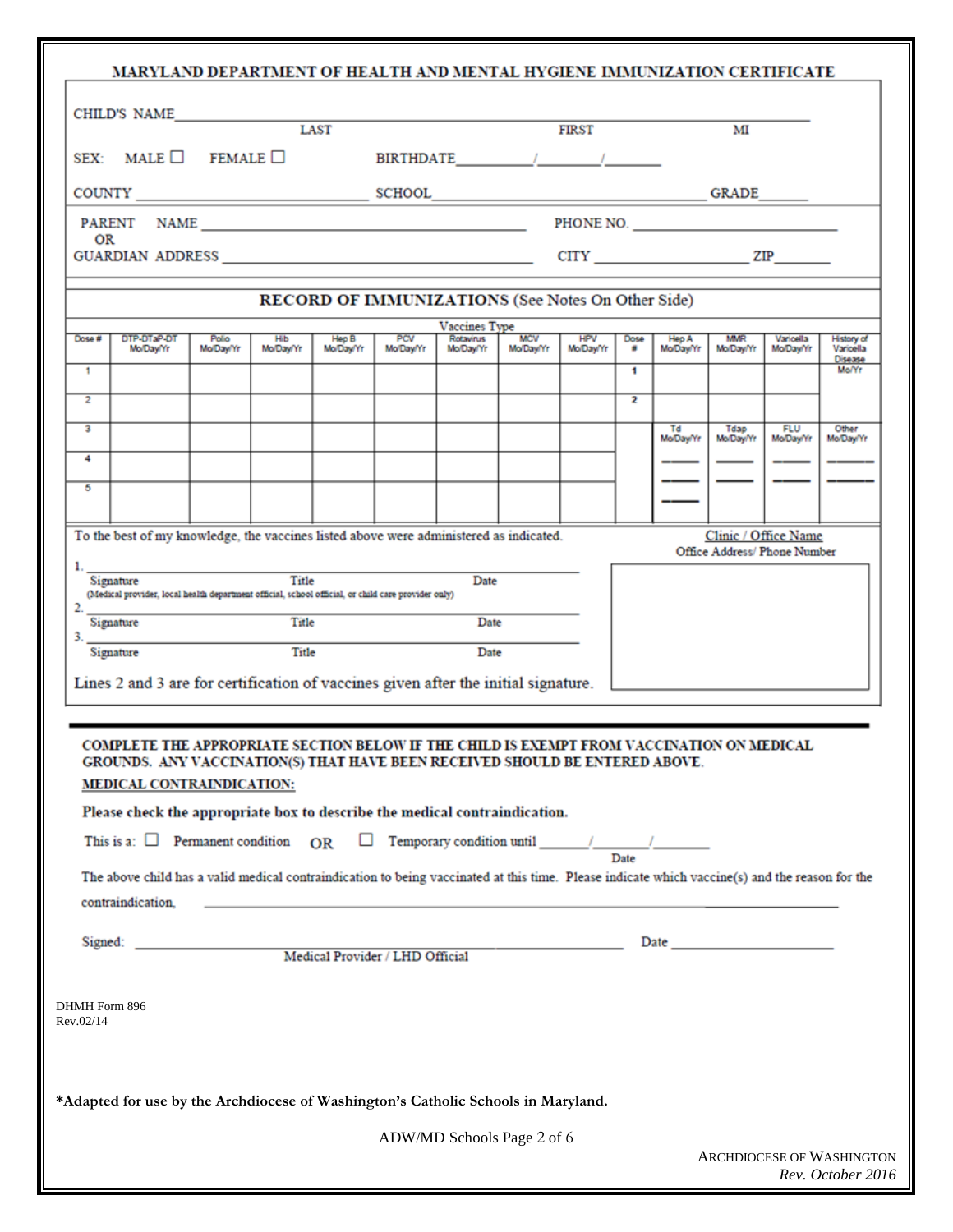# MARYLAND DEPARTMENT OF HEALTH AND MENTAL HYGIENE IMMUNIZATION CERTIFICATE

CHILD'S NAME ______________________________________________________________
LAST FIRST MI

SEX: MALE ☐ FEMALE ☐ BIRTHDATE ______/______/______

COUNTY ____________________ SCHOOL ______________________________ GRADE ______

PARENT OR GUARDIAN NAME ______________________________ PHONE NO. ____________________

ADDRESS ______________________________ CITY ____________________ ZIP ________

## RECORD OF IMMUNIZATIONS (See Notes On Other Side)

| | Vaccines Type | | | | | | | | | | | | |
|---|---|---|---|---|---|---|---|---|---|---|---|---|---|
| Dose # | DTP-DTaP-DT Mo/Day/Yr | Polio Mo/Day/Yr | Hib Mo/Day/Yr | Hep B Mo/Day/Yr | PCV Mo/Day/Yr | Rotavirus Mo/Day/Yr | MCV Mo/Day/Yr | HPV Mo/Day/Yr | Dose # | Hep A Mo/Day/Yr | MMR Mo/Day/Yr | Varicella Mo/Day/Yr | History of Varicella Disease Mo/Yr |
| 1 | | | | | | | | | 1 | | | | |
| 2 | | | | | | | | | 2 | | | | |
| 3 | | | | | | | | | | Td Mo/Day/Yr | Tdap Mo/Day/Yr | FLU Mo/Day/Yr | Other Mo/Day/Yr |
| 4 | | | | | | | | | | | | | |
| 5 | | | | | | | | | | | | | |

To the best of my knowledge, the vaccines listed above were administered as indicated.

1. ____________________________________________
Signature Title Date
(Medical provider, local health department official, school official, or child care provider only)

2. ____________________________________________
Signature Title Date

3. ____________________________________________
Signature Title Date

Lines 2 and 3 are for certification of vaccines given after the initial signature.

Clinic / Office Name
Office Address/ Phone Number

**COMPLETE THE APPROPRIATE SECTION BELOW IF THE CHILD IS EXEMPT FROM VACCINATION ON MEDICAL GROUNDS. ANY VACCINATION(S) THAT HAVE BEEN RECEIVED SHOULD BE ENTERED ABOVE.**

**MEDICAL CONTRAINDICATION:**

**Please check the appropriate box to describe the medical contraindication.**

This is a: ☐ Permanent condition OR ☐ Temporary condition until ______/______/______
Date

The above child has a valid medical contraindication to being vaccinated at this time. Please indicate which vaccine(s) and the reason for the contraindication, ______________________________________________

Signed: ______________________________________________ Date ____________________
Medical Provider / LHD Official

DHMH Form 896
Rev.02/14

**\*Adapted for use by the Archdiocese of Washington's Catholic Schools in Maryland.**

ARCHDIOCESE OF WASHINGTON
*Rev. October 2016*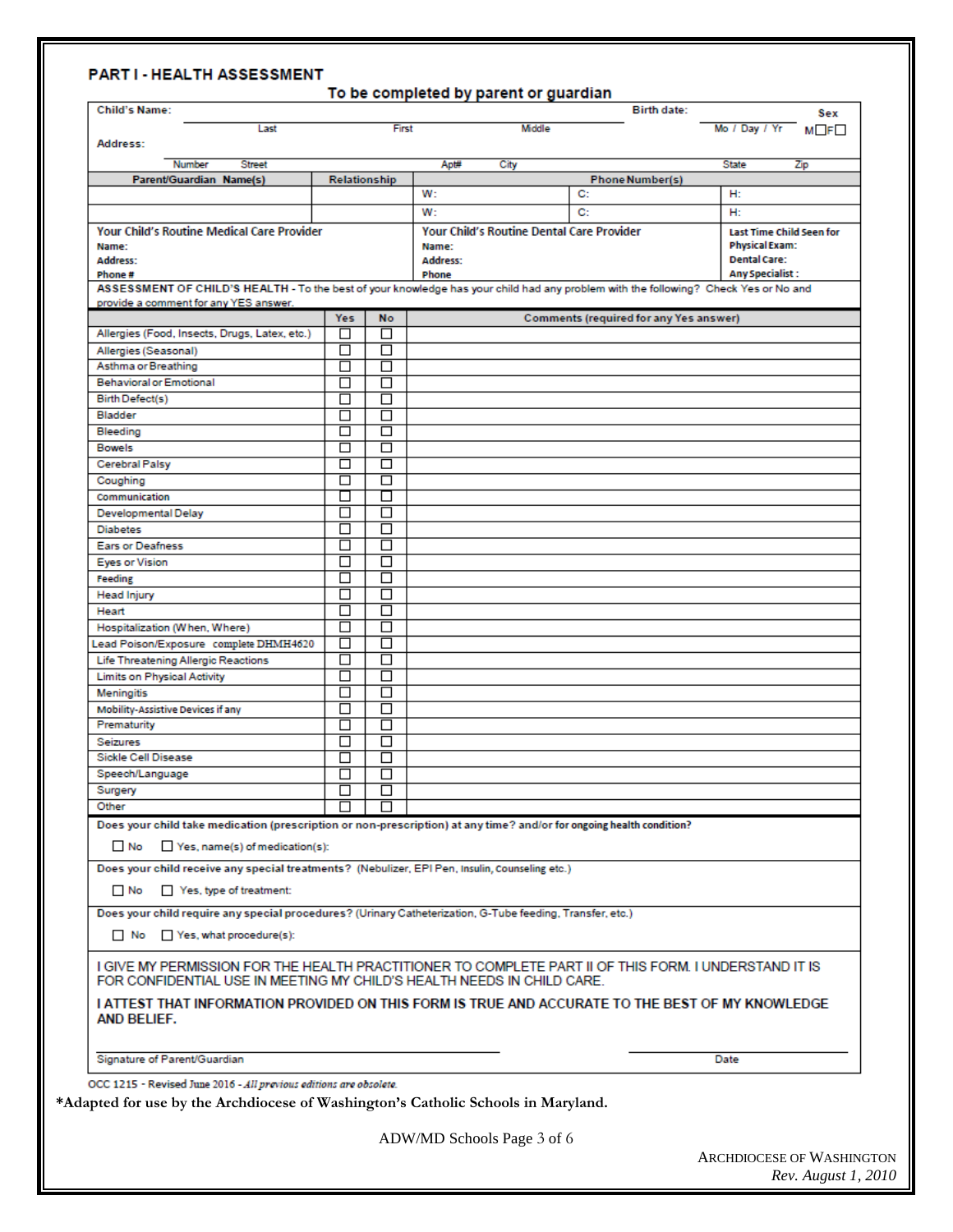## PART I - HEALTH ASSESSMENT

**To be completed by parent or guardian**

Child's Name: ______________________________ Birth date: ____________ Sex M☐ F☐

Last First Middle Mo / Day / Yr

Address: ________________________________________________

Number Street Apt# City State Zip

| Parent/Guardian Name(s) | Relationship | Phone Number(s) | | |
|---|---|---|---|---|
| | | W: | C: | H: |
| | | W: | C: | H: |

| Your Child's Routine Medical Care Provider | Your Child's Routine Dental Care Provider | Last Time Child Seen for |
|---|---|---|
| Name: | Name: | Physical Exam: |
| Address: | Address: | Dental Care: |
| Phone # | Phone | Any Specialist : |

**ASSESSMENT OF CHILD'S HEALTH** - To the best of your knowledge has your child had any problem with the following? Check Yes or No and provide a comment for any YES answer.

| | Yes | No | Comments (required for any Yes answer) |
|---|---|---|---|
| Allergies (Food, Insects, Drugs, Latex, etc.) | ☐ | ☐ | |
| Allergies (Seasonal) | ☐ | ☐ | |
| Asthma or Breathing | ☐ | ☐ | |
| Behavioral or Emotional | ☐ | ☐ | |
| Birth Defect(s) | ☐ | ☐ | |
| Bladder | ☐ | ☐ | |
| Bleeding | ☐ | ☐ | |
| Bowels | ☐ | ☐ | |
| Cerebral Palsy | ☐ | ☐ | |
| Coughing | ☐ | ☐ | |
| Communication | ☐ | ☐ | |
| Developmental Delay | ☐ | ☐ | |
| Diabetes | ☐ | ☐ | |
| Ears or Deafness | ☐ | ☐ | |
| Eyes or Vision | ☐ | ☐ | |
| Feeding | ☐ | ☐ | |
| Head Injury | ☐ | ☐ | |
| Heart | ☐ | ☐ | |
| Hospitalization (When, Where) | ☐ | ☐ | |
| Lead Poison/Exposure complete DHMH4620 | ☐ | ☐ | |
| Life Threatening Allergic Reactions | ☐ | ☐ | |
| Limits on Physical Activity | ☐ | ☐ | |
| Meningitis | ☐ | ☐ | |
| Mobility-Assistive Devices if any | ☐ | ☐ | |
| Prematurity | ☐ | ☐ | |
| Seizures | ☐ | ☐ | |
| Sickle Cell Disease | ☐ | ☐ | |
| Speech/Language | ☐ | ☐ | |
| Surgery | ☐ | ☐ | |
| Other | ☐ | ☐ | |

**Does your child take medication (prescription or non-prescription) at any time? and/or for ongoing health condition?**

☐ No ☐ Yes, name(s) of medication(s):

**Does your child receive any special treatments?** (Nebulizer, EPI Pen, Insulin, Counseling etc.)

☐ No ☐ Yes, type of treatment:

**Does your child require any special procedures?** (Urinary Catheterization, G-Tube feeding, Transfer, etc.)

☐ No ☐ Yes, what procedure(s):

I GIVE MY PERMISSION FOR THE HEALTH PRACTITIONER TO COMPLETE PART II OF THIS FORM. I UNDERSTAND IT IS FOR CONFIDENTIAL USE IN MEETING MY CHILD'S HEALTH NEEDS IN CHILD CARE.

**I ATTEST THAT INFORMATION PROVIDED ON THIS FORM IS TRUE AND ACCURATE TO THE BEST OF MY KNOWLEDGE AND BELIEF.**

______________________________________ ____________________

Signature of Parent/Guardian Date

OCC 1215 - Revised June 2016 - *All previous editions are obsolete.*

**\*Adapted for use by the Archdiocese of Washington's Catholic Schools in Maryland.**

ARCHDIOCESE OF WASHINGTON
*Rev. August 1, 2010*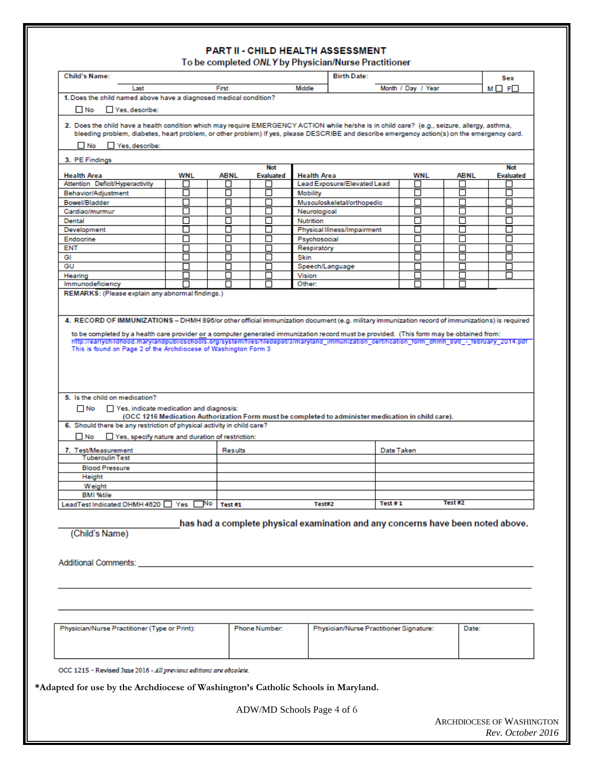# PART II - CHILD HEALTH ASSESSMENT

To be completed *ONLY* by Physician/Nurse Practitioner

| Child's Name: | | | Birth Date: | Sex |
|---|---|---|---|---|
| Last | First | Middle | Month / Day / Year | M ☐ F☐ |

1. Does the child named above have a diagnosed medical condition?

☐ No ☐ Yes, describe:

2. Does the child have a health condition which may require EMERGENCY ACTION while he/she is in child care? (e.g., seizure, allergy, asthma, bleeding problem, diabetes, heart problem, or other problem) If yes, please DESCRIBE and describe emergency action(s) on the emergency card.

☐ No ☐ Yes, describe:

3. PE Findings

| Health Area | WNL | ABNL | Not Evaluated | Health Area | WNL | ABNL | Not Evaluated |
|---|---|---|---|---|---|---|---|
| Attention Deficit/Hyperactivity | ☐ | ☐ | ☐ | Lead Exposure/Elevated Lead | ☐ | ☐ | ☐ |
| Behavior/Adjustment | ☐ | ☐ | ☐ | Mobility | ☐ | ☐ | ☐ |
| Bowel/Bladder | ☐ | ☐ | ☐ | Musculoskeletal/orthopedic | ☐ | ☐ | ☐ |
| Cardiac/murmur | ☐ | ☐ | ☐ | Neurological | ☐ | ☐ | ☐ |
| Dental | ☐ | ☐ | ☐ | Nutrition | ☐ | ☐ | ☐ |
| Development | ☐ | ☐ | ☐ | Physical Illness/Impairment | ☐ | ☐ | ☐ |
| Endocrine | ☐ | ☐ | ☐ | Psychosocial | ☐ | ☐ | ☐ |
| ENT | ☐ | ☐ | ☐ | Respiratory | ☐ | ☐ | ☐ |
| GI | ☐ | ☐ | ☐ | Skin | ☐ | ☐ | ☐ |
| GU | ☐ | ☐ | ☐ | Speech/Language | ☐ | ☐ | ☐ |
| Hearing | ☐ | ☐ | ☐ | Vision | ☐ | ☐ | ☐ |
| Immunodeficiency | ☐ | ☐ | ☐ | Other: | ☐ | ☐ | |

**REMARKS:** (Please explain any abnormal findings.)

4. **RECORD OF IMMUNIZATIONS** – DHMH 896/or other official immunization document (e.g. military immunization record of immunizations) is required to be completed by a health care provider or a computer generated immunization record must be provided. (This form may be obtained from: http://earlychildhood.marylandpublicschools.org/system/files/filedepot/3/maryland_immunization_certification_form_dhmh_896_-_february_2014.pdf
This is found on Page 2 of the Archdiocese of Washington Form 3

5. Is the child on medication?

☐ No ☐ Yes, indicate medication and diagnosis:

**(OCC 1216 Medication Authorization Form must be completed to administer medication in child care).**

6. Should there be any restriction of physical activity in child care?

☐ No ☐ Yes, specify nature and duration of restriction:

| 7. Test/Measurement | Results | | Date Taken | |
|---|---|---|---|---|
| Tuberculin Test | | | | |
| Blood Pressure | | | | |
| Height | | | | |
| Weight | | | | |
| BMI %tile | | | | |
| Lead Test Indicated: DHMH 4620 ☐ Yes ☐ No | Test #1 | Test#2 | Test # 1 | Test #2 |

_______________________ has had a complete physical examination and any concerns have been noted above.
(Child's Name)

Additional Comments: ____________________________________________

____________________________________________

____________________________________________

| Physician/Nurse Practitioner (Type or Print): | Phone Number: | Physician/Nurse Practitioner Signature: | Date: |
|---|---|---|---|
| | | | |

OCC 1215 - Revised June 2016 - *All previous editions are obsolete.*

**\*Adapted for use by the Archdiocese of Washington's Catholic Schools in Maryland.**

ARCHDIOCESE OF WASHINGTON
*Rev. October 2016*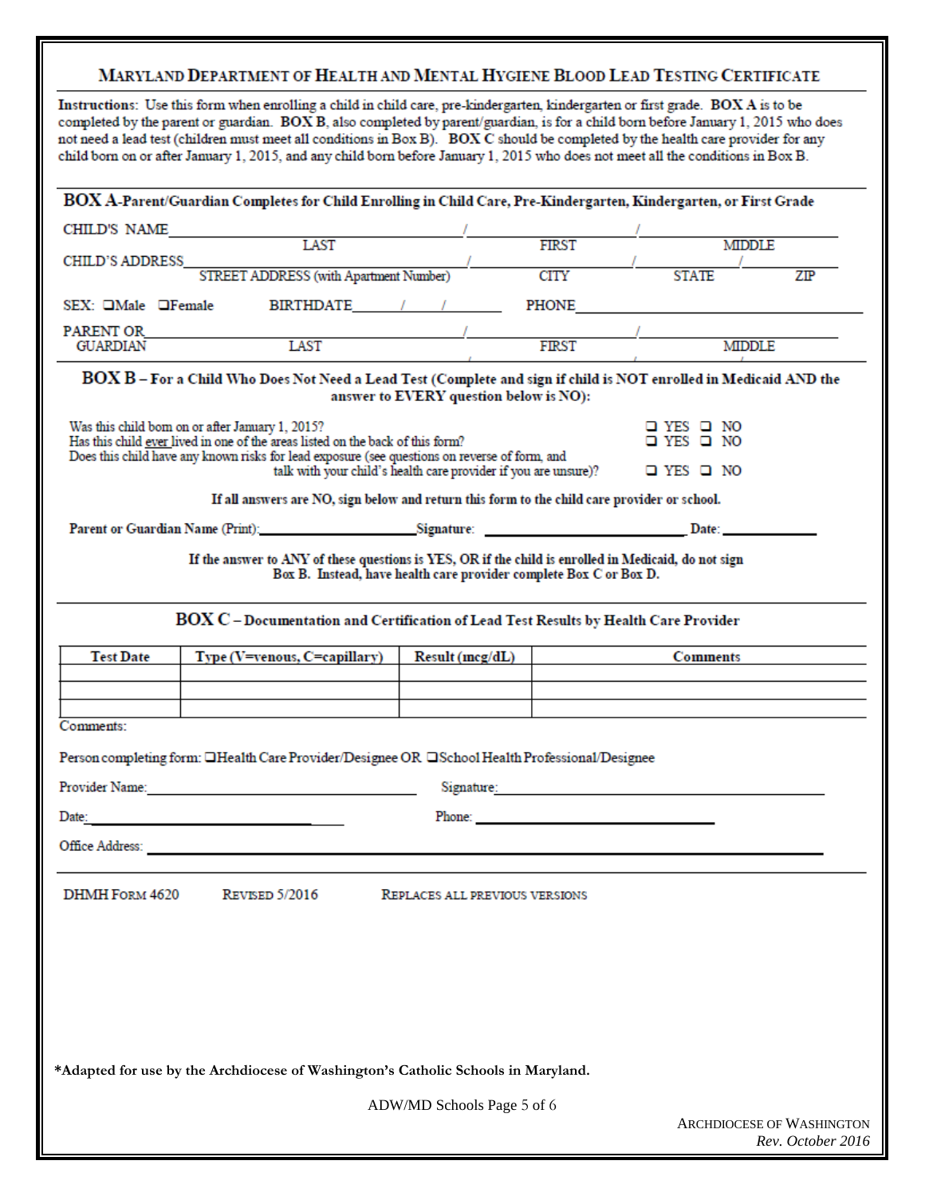# MARYLAND DEPARTMENT OF HEALTH AND MENTAL HYGIENE BLOOD LEAD TESTING CERTIFICATE

**Instructions:** Use this form when enrolling a child in child care, pre-kindergarten, kindergarten or first grade. **BOX A** is to be completed by the parent or guardian. **BOX B**, also completed by parent/guardian, is for a child born before January 1, 2015 who does not need a lead test (children must meet all conditions in Box B). **BOX C** should be completed by the health care provider for any child born on or after January 1, 2015, and any child born before January 1, 2015 who does not meet all the conditions in Box B.

## BOX A-Parent/Guardian Completes for Child Enrolling in Child Care, Pre-Kindergarten, Kindergarten, or First Grade

CHILD'S NAME \_\_\_\_\_\_\_\_\_\_\_\_\_\_\_\_ / \_\_\_\_\_\_\_\_\_\_\_\_ / \_\_\_\_\_\_\_\_\_\_\_\_
LAST / FIRST / MIDDLE

CHILD'S ADDRESS \_\_\_\_\_\_\_\_\_\_\_\_\_\_\_\_ / \_\_\_\_\_\_\_\_\_\_\_\_ / \_\_\_\_\_\_\_\_ / \_\_\_\_\_\_
STREET ADDRESS (with Apartment Number) / CITY / STATE / ZIP

SEX: ❑Male ❑Female BIRTHDATE \_\_\_\_ / \_\_\_\_ / \_\_\_\_ PHONE \_\_\_\_\_\_\_\_\_\_\_\_

PARENT OR GUARDIAN \_\_\_\_\_\_\_\_\_\_\_\_\_\_\_\_ / \_\_\_\_\_\_\_\_\_\_\_\_ / \_\_\_\_\_\_\_\_\_\_\_\_
LAST / FIRST / MIDDLE

## BOX B – For a Child Who Does Not Need a Lead Test (Complete and sign if child is NOT enrolled in Medicaid AND the answer to EVERY question below is NO):

| | |
|---|---|
| Was this child born on or after January 1, 2015? | ❑ YES ❑ NO |
| Has this child ever lived in one of the areas listed on the back of this form? | ❑ YES ❑ NO |
| Does this child have any known risks for lead exposure (see questions on reverse of form, and talk with your child's health care provider if you are unsure)? | ❑ YES ❑ NO |

**If all answers are NO, sign below and return this form to the child care provider or school.**

**Parent or Guardian Name (Print):** \_\_\_\_\_\_\_\_\_\_\_\_ **Signature:** \_\_\_\_\_\_\_\_\_\_\_\_ **Date:** \_\_\_\_\_\_\_\_

**If the answer to ANY of these questions is YES, OR if the child is enrolled in Medicaid, do not sign Box B. Instead, have health care provider complete Box C or Box D.**

## BOX C – Documentation and Certification of Lead Test Results by Health Care Provider

| Test Date | Type (V=venous, C=capillary) | Result (mcg/dL) | Comments |
|---|---|---|---|
| | | | |
| | | | |
| | | | |

Comments:

Person completing form: ❑Health Care Provider/Designee OR ❑School Health Professional/Designee

Provider Name: \_\_\_\_\_\_\_\_\_\_\_\_ Signature: \_\_\_\_\_\_\_\_\_\_\_\_

Date: \_\_\_\_\_\_\_\_\_\_\_\_ Phone: \_\_\_\_\_\_\_\_\_\_\_\_

Office Address: \_\_\_\_\_\_\_\_\_\_\_\_

DHMH FORM 4620 REVISED 5/2016 REPLACES ALL PREVIOUS VERSIONS

**\*Adapted for use by the Archdiocese of Washington's Catholic Schools in Maryland.**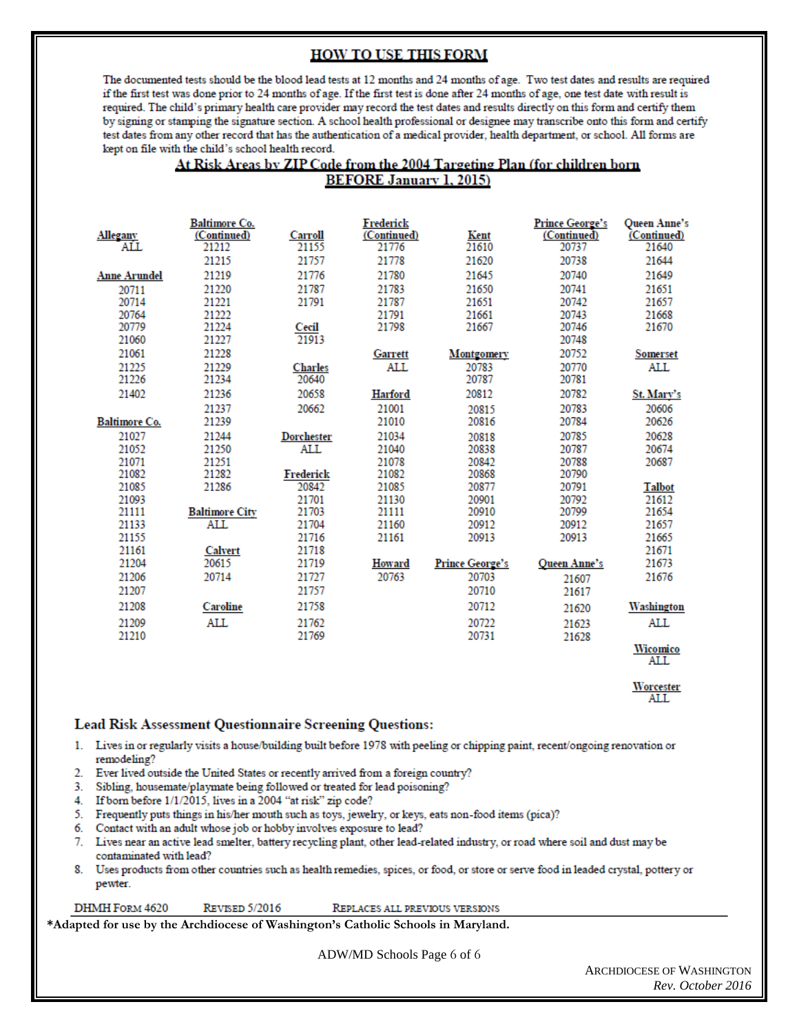## HOW TO USE THIS FORM

The documented tests should be the blood lead tests at 12 months and 24 months of age. Two test dates and results are required if the first test was done prior to 24 months of age. If the first test is done after 24 months of age, one test date with result is required. The child's primary health care provider may record the test dates and results directly on this form and certify them by signing or stamping the signature section. A school health professional or designee may transcribe onto this form and certify test dates from any other record that has the authentication of a medical provider, health department, or school. All forms are kept on file with the child's school health record.

### At Risk Areas by ZIP Code from the 2004 Targeting Plan (for children born BEFORE January 1, 2015)

**Allegany**
ALL

**Anne Arundel**
20711
20714
20764
20779
21060
21061
21225
21226
21402

**Baltimore Co.**
21027
21052
21071
21082
21085
21093
21111
21133
21155
21161
21204
21206
21207
21208
21209
21210

**Baltimore Co. (Continued)**
21212
21215
21219
21220
21221
21222
21224
21227
21228
21229
21234
21236
21237
21239
21244
21250
21251
21282
21286

**Baltimore City**
ALL

**Calvert**
20615
20714

**Caroline**
ALL

**Carroll**
21155
21757
21776
21787
21791

**Cecil**
21913

**Charles**
20640
20658
20662

**Dorchester**
ALL

**Frederick**
20842
21701
21703
21704
21716
21718
21719
21727
21757
21758
21762
21769

**Frederick (Continued)**
21776
21778
21780
21783
21787
21791
21798

**Garrett**
ALL

**Harford**
21001
21010
21034
21040
21078
21082
21085
21130
21111
21160
21161

**Howard**
20763

**Kent**
21610
21620
21645
21650
21651
21661
21667

**Montgomery**
20783
20787
20812
20815
20816
20818
20838
20842
20868
20877
20901
20910
20912
20913

**Prince George's**
20703
20710
20712
20722
20731

**Prince George's (Continued)**
20737
20738
20740
20741
20742
20743
20746
20748
20752
20770
20781
20782
20783
20784
20785
20787
20788
20790
20791
20792
20799
20912
20913

**Queen Anne's**
21607
21617
21620
21623
21628

**Queen Anne's (Continued)**
21640
21644
21649
21651
21657
21668
21670

**Somerset**
ALL

**St. Mary's**
20606
20626
20628
20674
20687

**Talbot**
21612
21654
21657
21665
21671
21673
21676

**Washington**
ALL

**Wicomico**
ALL

**Worcester**
ALL

### Lead Risk Assessment Questionnaire Screening Questions:

1. Lives in or regularly visits a house/building built before 1978 with peeling or chipping paint, recent/ongoing renovation or remodeling?
2. Ever lived outside the United States or recently arrived from a foreign country?
3. Sibling, housemate/playmate being followed or treated for lead poisoning?
4. If born before 1/1/2015, lives in a 2004 "at risk" zip code?
5. Frequently puts things in his/her mouth such as toys, jewelry, or keys, eats non-food items (pica)?
6. Contact with an adult whose job or hobby involves exposure to lead?
7. Lives near an active lead smelter, battery recycling plant, other lead-related industry, or road where soil and dust may be contaminated with lead?
8. Uses products from other countries such as health remedies, spices, or food, or store or serve food in leaded crystal, pottery or pewter.

DHMH FORM 4620 REVISED 5/2016 REPLACES ALL PREVIOUS VERSIONS

**\*Adapted for use by the Archdiocese of Washington's Catholic Schools in Maryland.**

ARCHDIOCESE OF WASHINGTON
*Rev. October 2016*